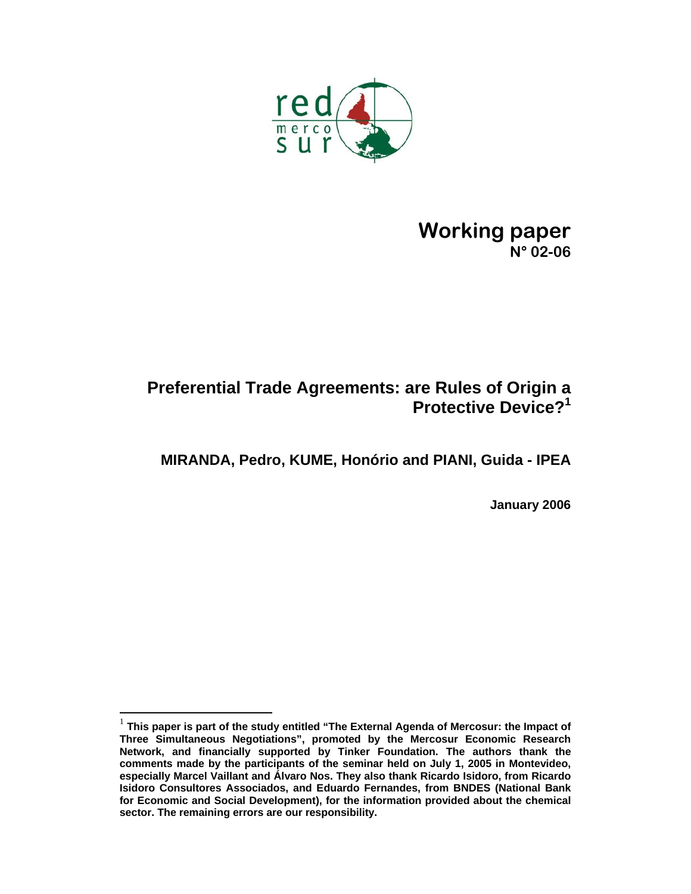red mercosur

**Working paper**
**N° 02-06**

# Preferential Trade Agreements: are Rules of Origin a Protective Device?[1]

**MIRANDA, Pedro, KUME, Honório and PIANI, Guida - IPEA**

**January 2006**

---

[1] **This paper is part of the study entitled "The External Agenda of Mercosur: the Impact of Three Simultaneous Negotiations", promoted by the Mercosur Economic Research Network, and financially supported by Tinker Foundation. The authors thank the comments made by the participants of the seminar held on July 1, 2005 in Montevideo, especially Marcel Vaillant and Álvaro Nos. They also thank Ricardo Isidoro, from Ricardo Isidoro Consultores Associados, and Eduardo Fernandes, from BNDES (National Bank for Economic and Social Development), for the information provided about the chemical sector. The remaining errors are our responsibility.**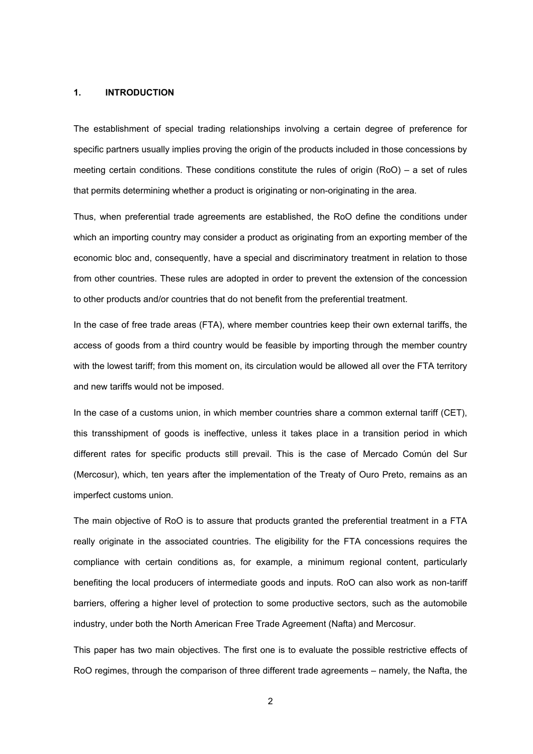## 1. INTRODUCTION

The establishment of special trading relationships involving a certain degree of preference for specific partners usually implies proving the origin of the products included in those concessions by meeting certain conditions. These conditions constitute the rules of origin (RoO) – a set of rules that permits determining whether a product is originating or non-originating in the area.

Thus, when preferential trade agreements are established, the RoO define the conditions under which an importing country may consider a product as originating from an exporting member of the economic bloc and, consequently, have a special and discriminatory treatment in relation to those from other countries. These rules are adopted in order to prevent the extension of the concession to other products and/or countries that do not benefit from the preferential treatment.

In the case of free trade areas (FTA), where member countries keep their own external tariffs, the access of goods from a third country would be feasible by importing through the member country with the lowest tariff; from this moment on, its circulation would be allowed all over the FTA territory and new tariffs would not be imposed.

In the case of a customs union, in which member countries share a common external tariff (CET), this transshipment of goods is ineffective, unless it takes place in a transition period in which different rates for specific products still prevail. This is the case of Mercado Común del Sur (Mercosur), which, ten years after the implementation of the Treaty of Ouro Preto, remains as an imperfect customs union.

The main objective of RoO is to assure that products granted the preferential treatment in a FTA really originate in the associated countries. The eligibility for the FTA concessions requires the compliance with certain conditions as, for example, a minimum regional content, particularly benefiting the local producers of intermediate goods and inputs. RoO can also work as non-tariff barriers, offering a higher level of protection to some productive sectors, such as the automobile industry, under both the North American Free Trade Agreement (Nafta) and Mercosur.

This paper has two main objectives. The first one is to evaluate the possible restrictive effects of RoO regimes, through the comparison of three different trade agreements – namely, the Nafta, the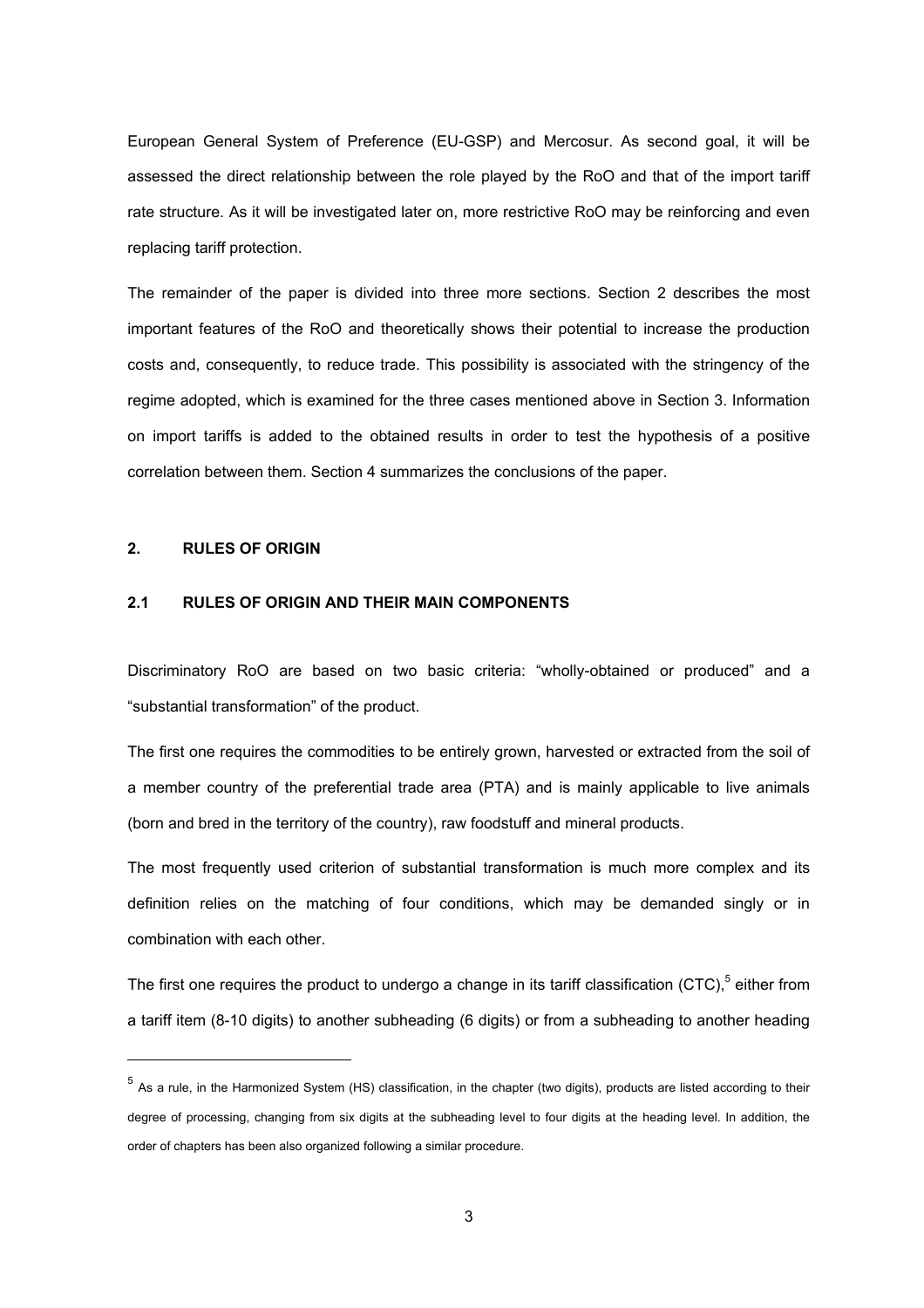European General System of Preference (EU-GSP) and Mercosur. As second goal, it will be assessed the direct relationship between the role played by the RoO and that of the import tariff rate structure. As it will be investigated later on, more restrictive RoO may be reinforcing and even replacing tariff protection.

The remainder of the paper is divided into three more sections. Section 2 describes the most important features of the RoO and theoretically shows their potential to increase the production costs and, consequently, to reduce trade. This possibility is associated with the stringency of the regime adopted, which is examined for the three cases mentioned above in Section 3. Information on import tariffs is added to the obtained results in order to test the hypothesis of a positive correlation between them. Section 4 summarizes the conclusions of the paper.

## 2. RULES OF ORIGIN

### 2.1 RULES OF ORIGIN AND THEIR MAIN COMPONENTS

Discriminatory RoO are based on two basic criteria: "wholly-obtained or produced" and a "substantial transformation" of the product.

The first one requires the commodities to be entirely grown, harvested or extracted from the soil of a member country of the preferential trade area (PTA) and is mainly applicable to live animals (born and bred in the territory of the country), raw foodstuff and mineral products.

The most frequently used criterion of substantial transformation is much more complex and its definition relies on the matching of four conditions, which may be demanded singly or in combination with each other.

The first one requires the product to undergo a change in its tariff classification (CTC),[5] either from a tariff item (8-10 digits) to another subheading (6 digits) or from a subheading to another heading

[5] As a rule, in the Harmonized System (HS) classification, in the chapter (two digits), products are listed according to their degree of processing, changing from six digits at the subheading level to four digits at the heading level. In addition, the order of chapters has been also organized following a similar procedure.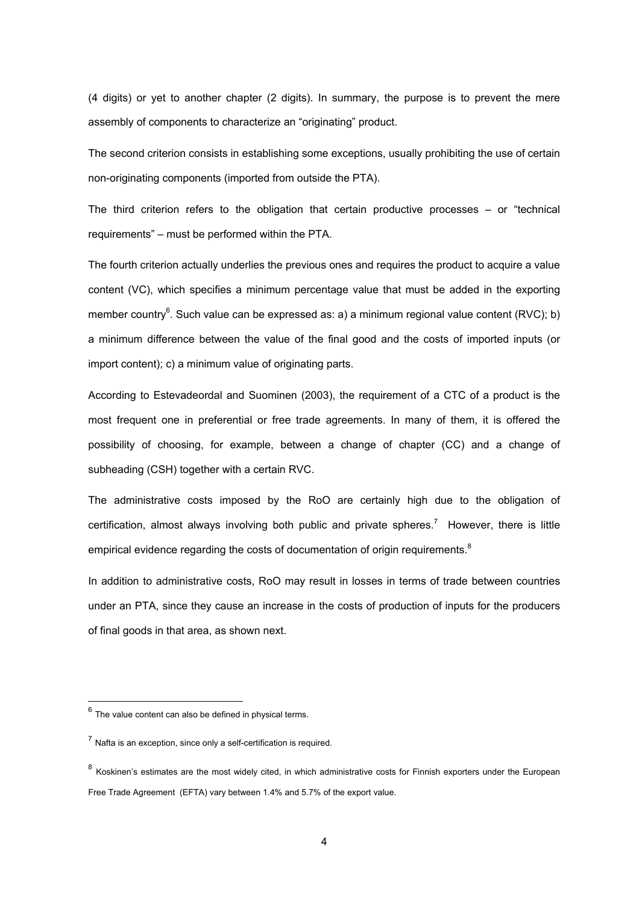(4 digits) or yet to another chapter (2 digits). In summary, the purpose is to prevent the mere assembly of components to characterize an "originating" product.

The second criterion consists in establishing some exceptions, usually prohibiting the use of certain non-originating components (imported from outside the PTA).

The third criterion refers to the obligation that certain productive processes – or "technical requirements" – must be performed within the PTA.

The fourth criterion actually underlies the previous ones and requires the product to acquire a value content (VC), which specifies a minimum percentage value that must be added in the exporting member country[6]. Such value can be expressed as: a) a minimum regional value content (RVC); b) a minimum difference between the value of the final good and the costs of imported inputs (or import content); c) a minimum value of originating parts.

According to Estevadeordal and Suominen (2003), the requirement of a CTC of a product is the most frequent one in preferential or free trade agreements. In many of them, it is offered the possibility of choosing, for example, between a change of chapter (CC) and a change of subheading (CSH) together with a certain RVC.

The administrative costs imposed by the RoO are certainly high due to the obligation of certification, almost always involving both public and private spheres.[7] However, there is little empirical evidence regarding the costs of documentation of origin requirements.[8]

In addition to administrative costs, RoO may result in losses in terms of trade between countries under an PTA, since they cause an increase in the costs of production of inputs for the producers of final goods in that area, as shown next.

---

[6] The value content can also be defined in physical terms.

[7] Nafta is an exception, since only a self-certification is required.

[8] Koskinen's estimates are the most widely cited, in which administrative costs for Finnish exporters under the European Free Trade Agreement (EFTA) vary between 1.4% and 5.7% of the export value.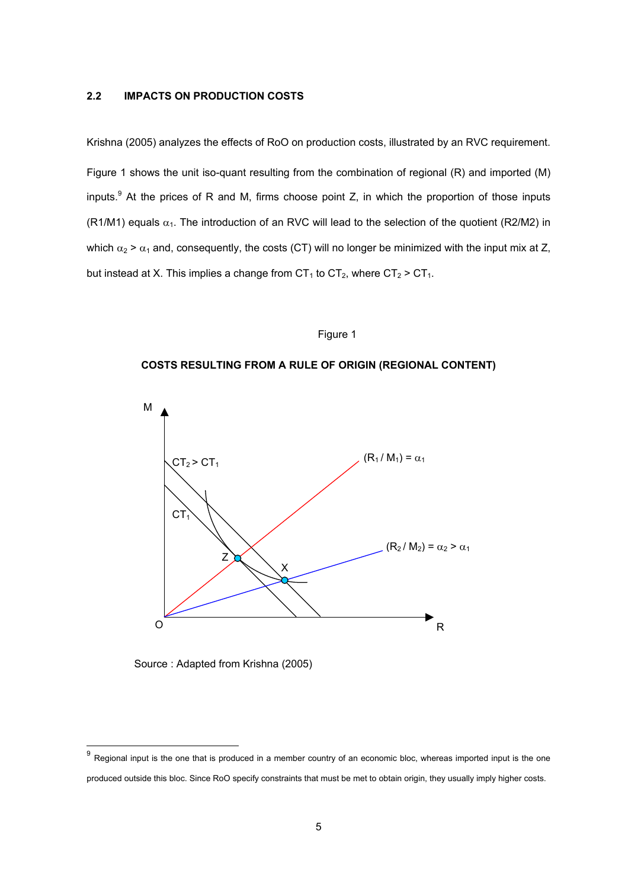### 2.2 IMPACTS ON PRODUCTION COSTS

Krishna (2005) analyzes the effects of RoO on production costs, illustrated by an RVC requirement.

Figure 1 shows the unit iso-quant resulting from the combination of regional (R) and imported (M) inputs.[9] At the prices of R and M, firms choose point Z, in which the proportion of those inputs (R1/M1) equals $\alpha_1$. The introduction of an RVC will lead to the selection of the quotient (R2/M2) in which $\alpha_2 > \alpha_1$ and, consequently, the costs (CT) will no longer be minimized with the input mix at Z, but instead at X. This implies a change from $CT_1$ to $CT_2$, where $CT_2 > CT_1$.

Figure 1

**COSTS RESULTING FROM A RULE OF ORIGIN (REGIONAL CONTENT)**

Source : Adapted from Krishna (2005)

[9] Regional input is the one that is produced in a member country of an economic bloc, whereas imported input is the one produced outside this bloc. Since RoO specify constraints that must be met to obtain origin, they usually imply higher costs.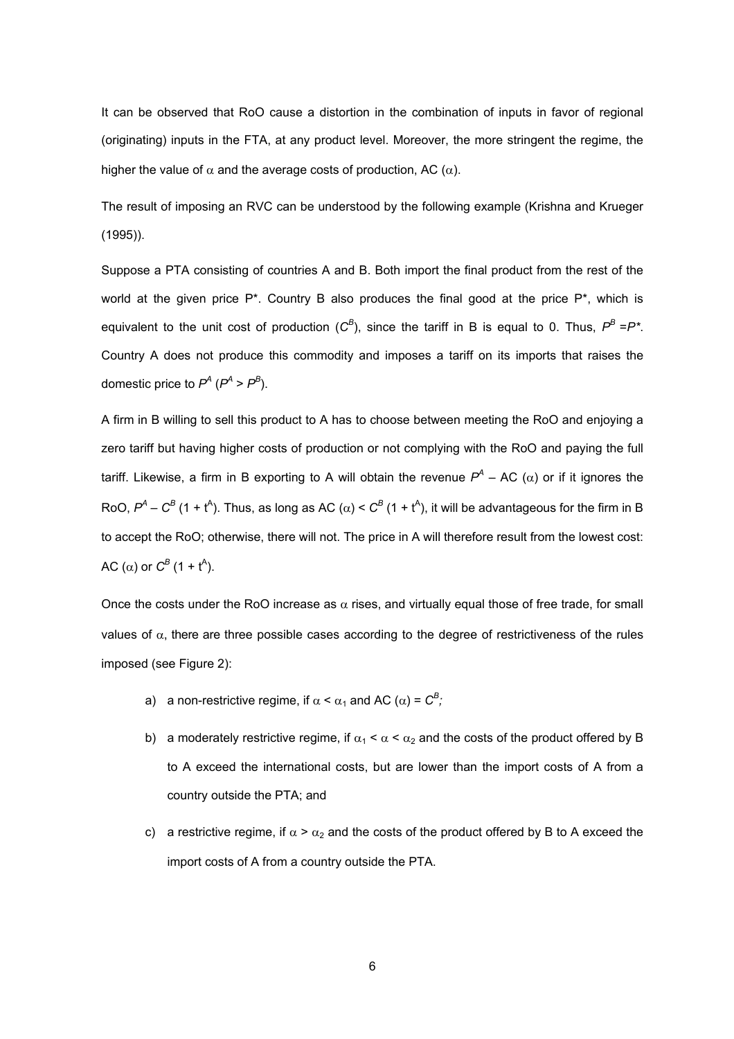It can be observed that RoO cause a distortion in the combination of inputs in favor of regional (originating) inputs in the FTA, at any product level. Moreover, the more stringent the regime, the higher the value of $\alpha$ and the average costs of production, AC ($\alpha$).

The result of imposing an RVC can be understood by the following example (Krishna and Krueger (1995)).

Suppose a PTA consisting of countries A and B. Both import the final product from the rest of the world at the given price P*. Country B also produces the final good at the price P*, which is equivalent to the unit cost of production ($C^B$), since the tariff in B is equal to 0. Thus, $P^B = P^*$. Country A does not produce this commodity and imposes a tariff on its imports that raises the domestic price to $P^A$ ($P^A > P^B$).

A firm in B willing to sell this product to A has to choose between meeting the RoO and enjoying a zero tariff but having higher costs of production or not complying with the RoO and paying the full tariff. Likewise, a firm in B exporting to A will obtain the revenue $P^A$ – AC ($\alpha$) or if it ignores the RoO, $P^A - C^B (1 + t^A)$. Thus, as long as AC ($\alpha$) < $C^B (1 + t^A)$, it will be advantageous for the firm in B to accept the RoO; otherwise, there will not. The price in A will therefore result from the lowest cost: AC ($\alpha$) or $C^B (1 + t^A)$.

Once the costs under the RoO increase as $\alpha$ rises, and virtually equal those of free trade, for small values of $\alpha$, there are three possible cases according to the degree of restrictiveness of the rules imposed (see Figure 2):

a) a non-restrictive regime, if $\alpha < \alpha_1$ and AC ($\alpha$) = $C^B$;

b) a moderately restrictive regime, if $\alpha_1 < \alpha < \alpha_2$ and the costs of the product offered by B to A exceed the international costs, but are lower than the import costs of A from a country outside the PTA; and

c) a restrictive regime, if $\alpha > \alpha_2$ and the costs of the product offered by B to A exceed the import costs of A from a country outside the PTA.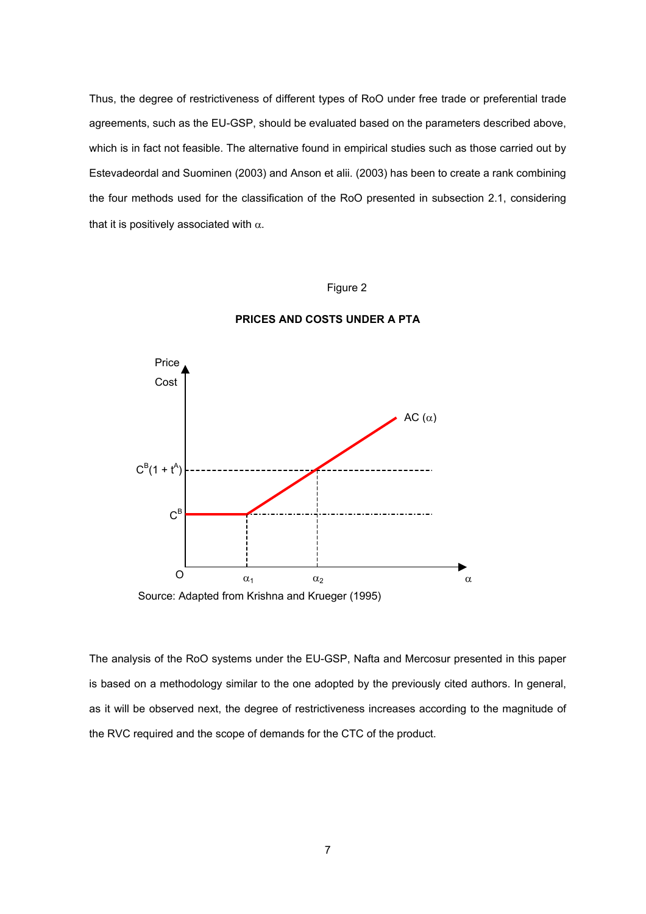Thus, the degree of restrictiveness of different types of RoO under free trade or preferential trade agreements, such as the EU-GSP, should be evaluated based on the parameters described above, which is in fact not feasible. The alternative found in empirical studies such as those carried out by Estevadeordal and Suominen (2003) and Anson et alii. (2003) has been to create a rank combining the four methods used for the classification of the RoO presented in subsection 2.1, considering that it is positively associated with $\alpha$.

Figure 2

**PRICES AND COSTS UNDER A PTA**

Source: Adapted from Krishna and Krueger (1995)

The analysis of the RoO systems under the EU-GSP, Nafta and Mercosur presented in this paper is based on a methodology similar to the one adopted by the previously cited authors. In general, as it will be observed next, the degree of restrictiveness increases according to the magnitude of the RVC required and the scope of demands for the CTC of the product.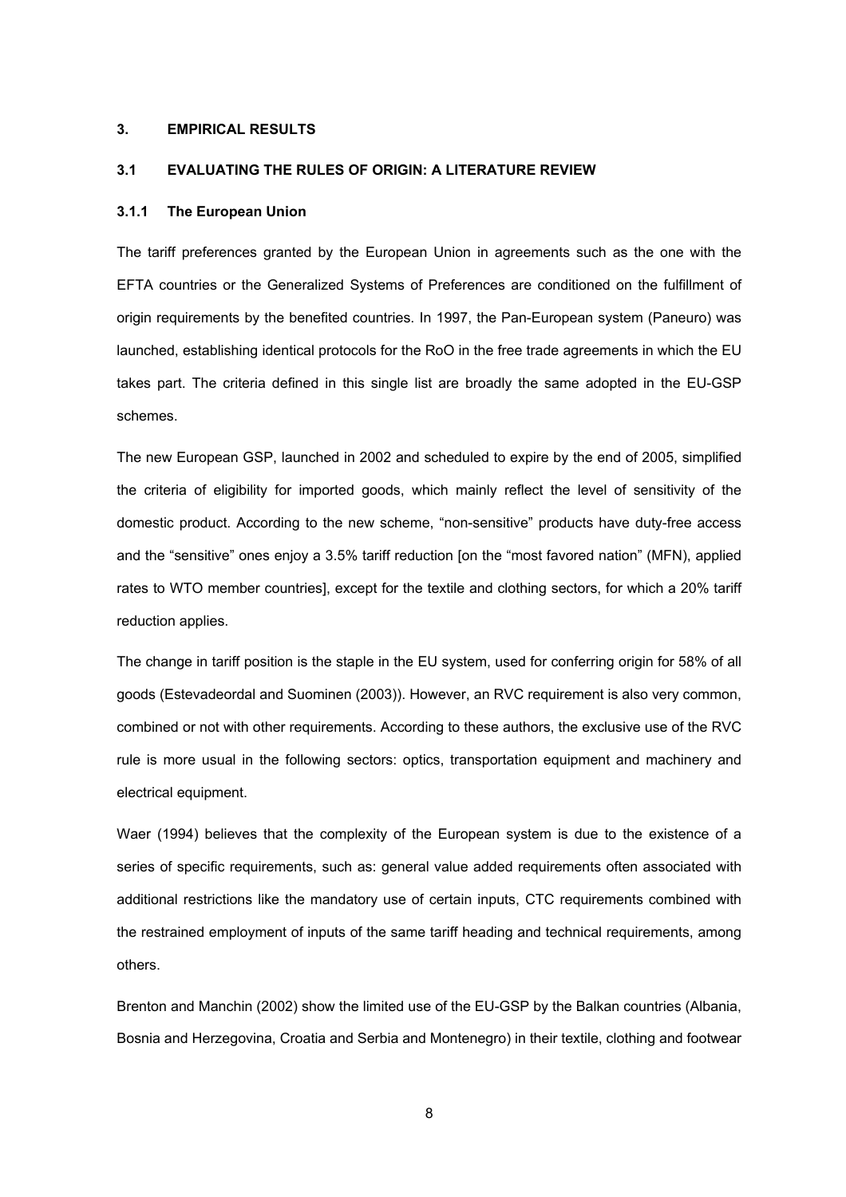## 3. EMPIRICAL RESULTS

### 3.1 EVALUATING THE RULES OF ORIGIN: A LITERATURE REVIEW

#### 3.1.1 The European Union

The tariff preferences granted by the European Union in agreements such as the one with the EFTA countries or the Generalized Systems of Preferences are conditioned on the fulfillment of origin requirements by the benefited countries. In 1997, the Pan-European system (Paneuro) was launched, establishing identical protocols for the RoO in the free trade agreements in which the EU takes part. The criteria defined in this single list are broadly the same adopted in the EU-GSP schemes.

The new European GSP, launched in 2002 and scheduled to expire by the end of 2005, simplified the criteria of eligibility for imported goods, which mainly reflect the level of sensitivity of the domestic product. According to the new scheme, "non-sensitive" products have duty-free access and the "sensitive" ones enjoy a 3.5% tariff reduction [on the "most favored nation" (MFN), applied rates to WTO member countries], except for the textile and clothing sectors, for which a 20% tariff reduction applies.

The change in tariff position is the staple in the EU system, used for conferring origin for 58% of all goods (Estevadeordal and Suominen (2003)). However, an RVC requirement is also very common, combined or not with other requirements. According to these authors, the exclusive use of the RVC rule is more usual in the following sectors: optics, transportation equipment and machinery and electrical equipment.

Waer (1994) believes that the complexity of the European system is due to the existence of a series of specific requirements, such as: general value added requirements often associated with additional restrictions like the mandatory use of certain inputs, CTC requirements combined with the restrained employment of inputs of the same tariff heading and technical requirements, among others.

Brenton and Manchin (2002) show the limited use of the EU-GSP by the Balkan countries (Albania, Bosnia and Herzegovina, Croatia and Serbia and Montenegro) in their textile, clothing and footwear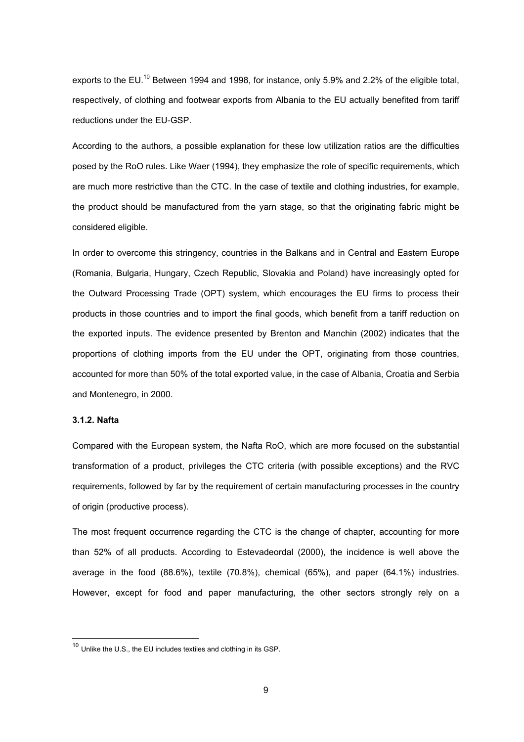exports to the EU.[10] Between 1994 and 1998, for instance, only 5.9% and 2.2% of the eligible total, respectively, of clothing and footwear exports from Albania to the EU actually benefited from tariff reductions under the EU-GSP.

According to the authors, a possible explanation for these low utilization ratios are the difficulties posed by the RoO rules. Like Waer (1994), they emphasize the role of specific requirements, which are much more restrictive than the CTC. In the case of textile and clothing industries, for example, the product should be manufactured from the yarn stage, so that the originating fabric might be considered eligible.

In order to overcome this stringency, countries in the Balkans and in Central and Eastern Europe (Romania, Bulgaria, Hungary, Czech Republic, Slovakia and Poland) have increasingly opted for the Outward Processing Trade (OPT) system, which encourages the EU firms to process their products in those countries and to import the final goods, which benefit from a tariff reduction on the exported inputs. The evidence presented by Brenton and Manchin (2002) indicates that the proportions of clothing imports from the EU under the OPT, originating from those countries, accounted for more than 50% of the total exported value, in the case of Albania, Croatia and Serbia and Montenegro, in 2000.

### 3.1.2. Nafta

Compared with the European system, the Nafta RoO, which are more focused on the substantial transformation of a product, privileges the CTC criteria (with possible exceptions) and the RVC requirements, followed by far by the requirement of certain manufacturing processes in the country of origin (productive process).

The most frequent occurrence regarding the CTC is the change of chapter, accounting for more than 52% of all products. According to Estevadeordal (2000), the incidence is well above the average in the food (88.6%), textile (70.8%), chemical (65%), and paper (64.1%) industries. However, except for food and paper manufacturing, the other sectors strongly rely on a

[10] Unlike the U.S., the EU includes textiles and clothing in its GSP.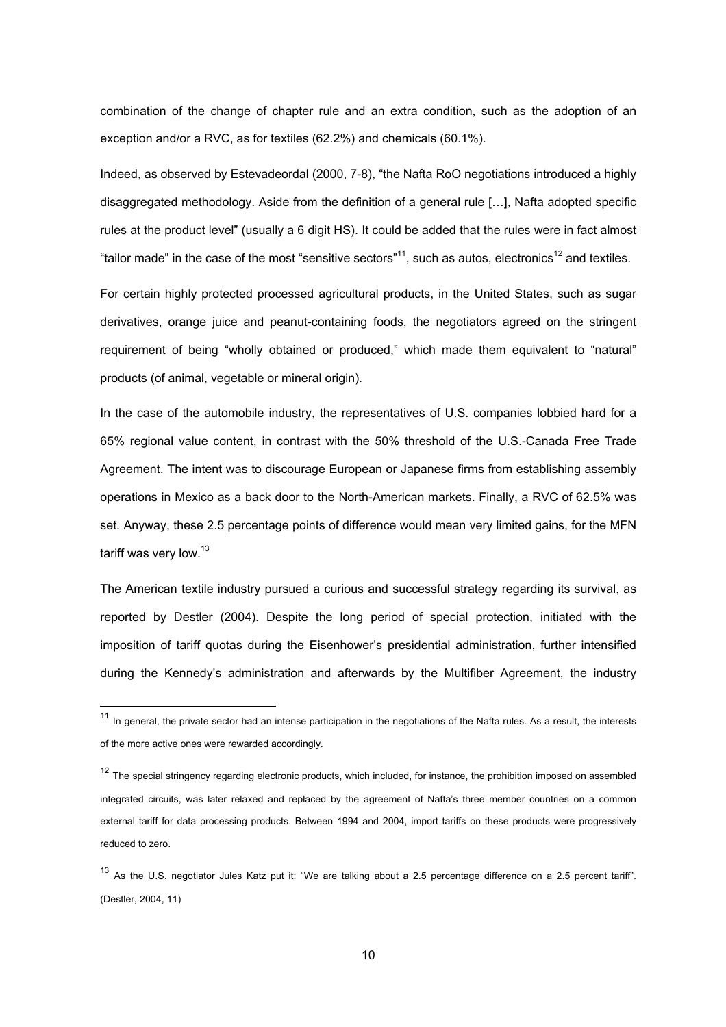combination of the change of chapter rule and an extra condition, such as the adoption of an exception and/or a RVC, as for textiles (62.2%) and chemicals (60.1%).

Indeed, as observed by Estevadeordal (2000, 7-8), "the Nafta RoO negotiations introduced a highly disaggregated methodology. Aside from the definition of a general rule […], Nafta adopted specific rules at the product level" (usually a 6 digit HS). It could be added that the rules were in fact almost "tailor made" in the case of the most "sensitive sectors"[11], such as autos, electronics[12] and textiles.

For certain highly protected processed agricultural products, in the United States, such as sugar derivatives, orange juice and peanut-containing foods, the negotiators agreed on the stringent requirement of being "wholly obtained or produced," which made them equivalent to "natural" products (of animal, vegetable or mineral origin).

In the case of the automobile industry, the representatives of U.S. companies lobbied hard for a 65% regional value content, in contrast with the 50% threshold of the U.S.-Canada Free Trade Agreement. The intent was to discourage European or Japanese firms from establishing assembly operations in Mexico as a back door to the North-American markets. Finally, a RVC of 62.5% was set. Anyway, these 2.5 percentage points of difference would mean very limited gains, for the MFN tariff was very low.[13]

The American textile industry pursued a curious and successful strategy regarding its survival, as reported by Destler (2004). Despite the long period of special protection, initiated with the imposition of tariff quotas during the Eisenhower's presidential administration, further intensified during the Kennedy's administration and afterwards by the Multifiber Agreement, the industry

---

[11] In general, the private sector had an intense participation in the negotiations of the Nafta rules. As a result, the interests of the more active ones were rewarded accordingly.

[12] The special stringency regarding electronic products, which included, for instance, the prohibition imposed on assembled integrated circuits, was later relaxed and replaced by the agreement of Nafta's three member countries on a common external tariff for data processing products. Between 1994 and 2004, import tariffs on these products were progressively reduced to zero.

[13] As the U.S. negotiator Jules Katz put it: "We are talking about a 2.5 percentage difference on a 2.5 percent tariff". (Destler, 2004, 11)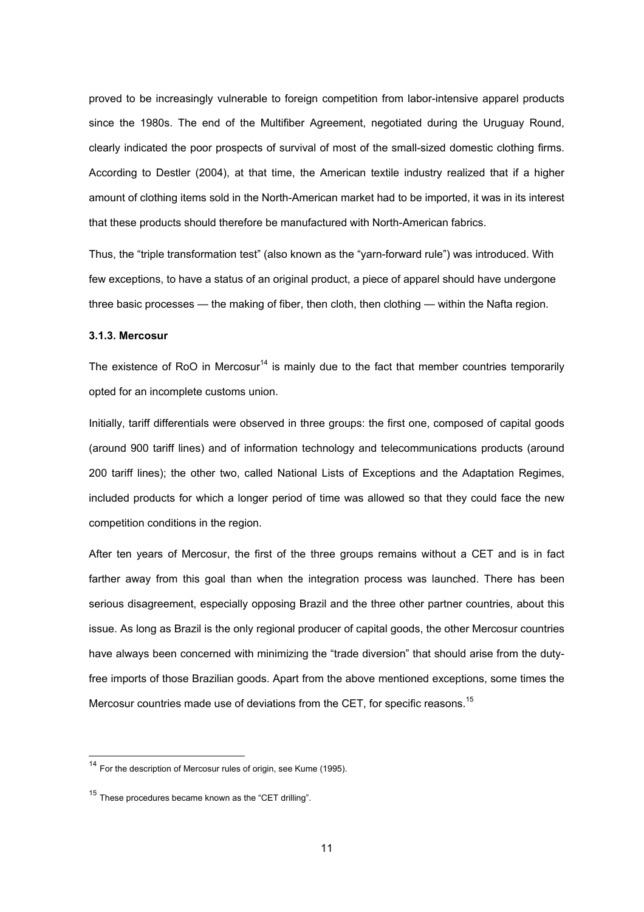proved to be increasingly vulnerable to foreign competition from labor-intensive apparel products since the 1980s. The end of the Multifiber Agreement, negotiated during the Uruguay Round, clearly indicated the poor prospects of survival of most of the small-sized domestic clothing firms. According to Destler (2004), at that time, the American textile industry realized that if a higher amount of clothing items sold in the North-American market had to be imported, it was in its interest that these products should therefore be manufactured with North-American fabrics.

Thus, the "triple transformation test" (also known as the "yarn-forward rule") was introduced. With few exceptions, to have a status of an original product, a piece of apparel should have undergone three basic processes — the making of fiber, then cloth, then clothing — within the Nafta region.

### 3.1.3. Mercosur

The existence of RoO in Mercosur[14] is mainly due to the fact that member countries temporarily opted for an incomplete customs union.

Initially, tariff differentials were observed in three groups: the first one, composed of capital goods (around 900 tariff lines) and of information technology and telecommunications products (around 200 tariff lines); the other two, called National Lists of Exceptions and the Adaptation Regimes, included products for which a longer period of time was allowed so that they could face the new competition conditions in the region.

After ten years of Mercosur, the first of the three groups remains without a CET and is in fact farther away from this goal than when the integration process was launched. There has been serious disagreement, especially opposing Brazil and the three other partner countries, about this issue. As long as Brazil is the only regional producer of capital goods, the other Mercosur countries have always been concerned with minimizing the "trade diversion" that should arise from the duty-free imports of those Brazilian goods. Apart from the above mentioned exceptions, some times the Mercosur countries made use of deviations from the CET, for specific reasons.[15]

---

[14] For the description of Mercosur rules of origin, see Kume (1995).

[15] These procedures became known as the "CET drilling".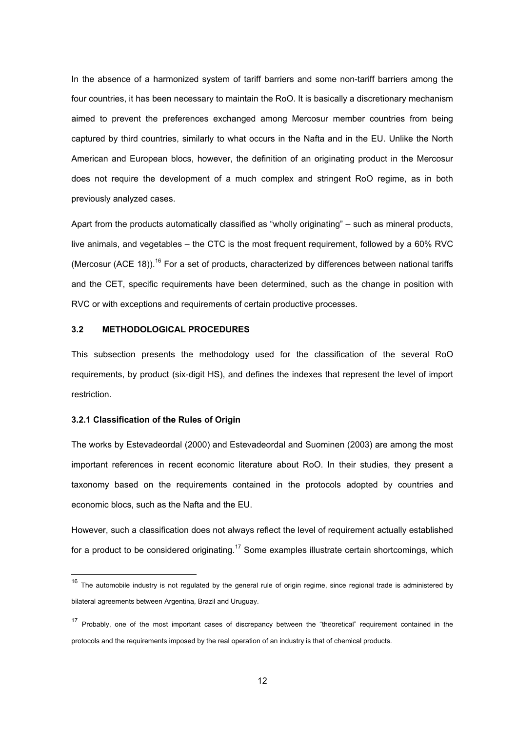In the absence of a harmonized system of tariff barriers and some non-tariff barriers among the four countries, it has been necessary to maintain the RoO. It is basically a discretionary mechanism aimed to prevent the preferences exchanged among Mercosur member countries from being captured by third countries, similarly to what occurs in the Nafta and in the EU. Unlike the North American and European blocs, however, the definition of an originating product in the Mercosur does not require the development of a much complex and stringent RoO regime, as in both previously analyzed cases.

Apart from the products automatically classified as "wholly originating" – such as mineral products, live animals, and vegetables – the CTC is the most frequent requirement, followed by a 60% RVC (Mercosur (ACE 18)).[16] For a set of products, characterized by differences between national tariffs and the CET, specific requirements have been determined, such as the change in position with RVC or with exceptions and requirements of certain productive processes.

### 3.2 METHODOLOGICAL PROCEDURES

This subsection presents the methodology used for the classification of the several RoO requirements, by product (six-digit HS), and defines the indexes that represent the level of import restriction.

#### 3.2.1 Classification of the Rules of Origin

The works by Estevadeordal (2000) and Estevadeordal and Suominen (2003) are among the most important references in recent economic literature about RoO. In their studies, they present a taxonomy based on the requirements contained in the protocols adopted by countries and economic blocs, such as the Nafta and the EU.

However, such a classification does not always reflect the level of requirement actually established for a product to be considered originating.[17] Some examples illustrate certain shortcomings, which

---

[16] The automobile industry is not regulated by the general rule of origin regime, since regional trade is administered by bilateral agreements between Argentina, Brazil and Uruguay.

[17] Probably, one of the most important cases of discrepancy between the "theoretical" requirement contained in the protocols and the requirements imposed by the real operation of an industry is that of chemical products.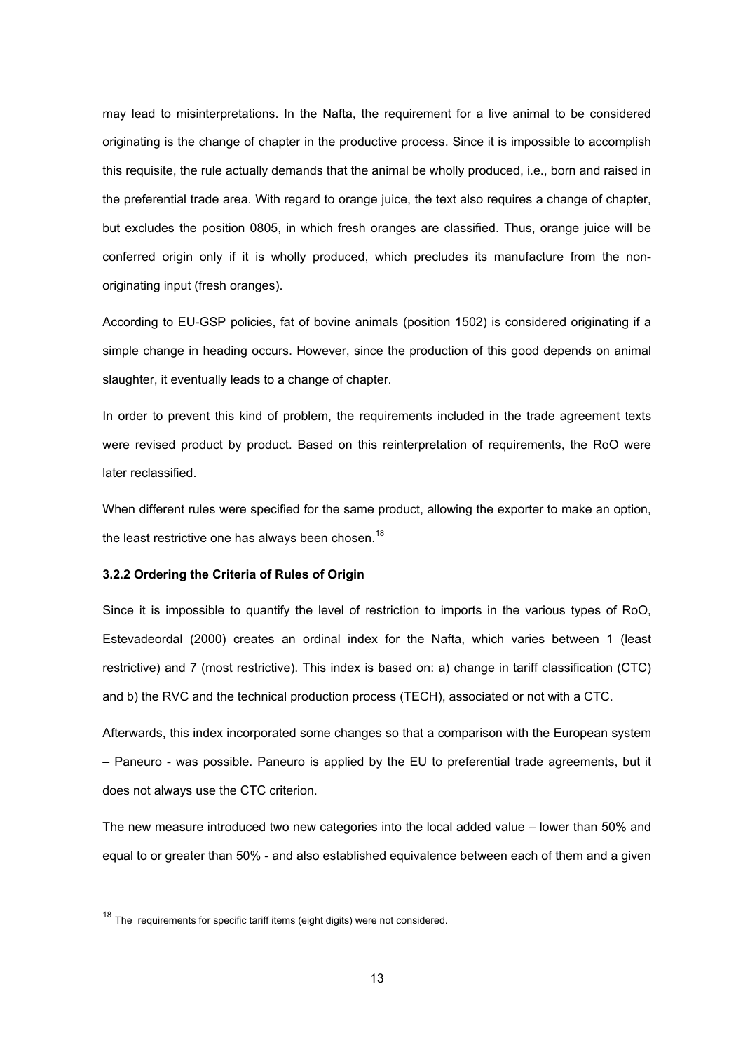may lead to misinterpretations. In the Nafta, the requirement for a live animal to be considered originating is the change of chapter in the productive process. Since it is impossible to accomplish this requisite, the rule actually demands that the animal be wholly produced, i.e., born and raised in the preferential trade area. With regard to orange juice, the text also requires a change of chapter, but excludes the position 0805, in which fresh oranges are classified. Thus, orange juice will be conferred origin only if it is wholly produced, which precludes its manufacture from the non-originating input (fresh oranges).

According to EU-GSP policies, fat of bovine animals (position 1502) is considered originating if a simple change in heading occurs. However, since the production of this good depends on animal slaughter, it eventually leads to a change of chapter.

In order to prevent this kind of problem, the requirements included in the trade agreement texts were revised product by product. Based on this reinterpretation of requirements, the RoO were later reclassified.

When different rules were specified for the same product, allowing the exporter to make an option, the least restrictive one has always been chosen.[18]

### 3.2.2 Ordering the Criteria of Rules of Origin

Since it is impossible to quantify the level of restriction to imports in the various types of RoO, Estevadeordal (2000) creates an ordinal index for the Nafta, which varies between 1 (least restrictive) and 7 (most restrictive). This index is based on: a) change in tariff classification (CTC) and b) the RVC and the technical production process (TECH), associated or not with a CTC.

Afterwards, this index incorporated some changes so that a comparison with the European system – Paneuro - was possible. Paneuro is applied by the EU to preferential trade agreements, but it does not always use the CTC criterion.

The new measure introduced two new categories into the local added value – lower than 50% and equal to or greater than 50% - and also established equivalence between each of them and a given

[18] The requirements for specific tariff items (eight digits) were not considered.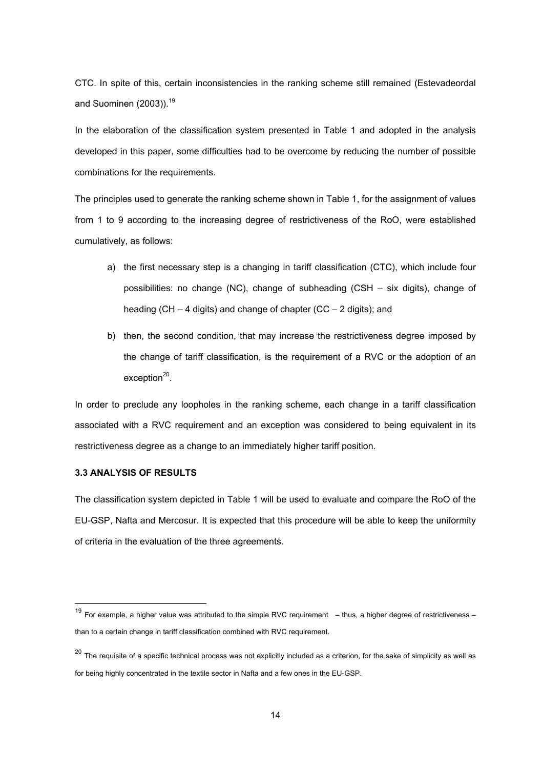CTC. In spite of this, certain inconsistencies in the ranking scheme still remained (Estevadeordal and Suominen (2003)).[19]

In the elaboration of the classification system presented in Table 1 and adopted in the analysis developed in this paper, some difficulties had to be overcome by reducing the number of possible combinations for the requirements.

The principles used to generate the ranking scheme shown in Table 1, for the assignment of values from 1 to 9 according to the increasing degree of restrictiveness of the RoO, were established cumulatively, as follows:

a) the first necessary step is a changing in tariff classification (CTC), which include four possibilities: no change (NC), change of subheading (CSH – six digits), change of heading (CH – 4 digits) and change of chapter (CC – 2 digits); and

b) then, the second condition, that may increase the restrictiveness degree imposed by the change of tariff classification, is the requirement of a RVC or the adoption of an exception[20].

In order to preclude any loopholes in the ranking scheme, each change in a tariff classification associated with a RVC requirement and an exception was considered to being equivalent in its restrictiveness degree as a change to an immediately higher tariff position.

### 3.3 ANALYSIS OF RESULTS

The classification system depicted in Table 1 will be used to evaluate and compare the RoO of the EU-GSP, Nafta and Mercosur. It is expected that this procedure will be able to keep the uniformity of criteria in the evaluation of the three agreements.

---

[19] For example, a higher value was attributed to the simple RVC requirement – thus, a higher degree of restrictiveness – than to a certain change in tariff classification combined with RVC requirement.

[20] The requisite of a specific technical process was not explicitly included as a criterion, for the sake of simplicity as well as for being highly concentrated in the textile sector in Nafta and a few ones in the EU-GSP.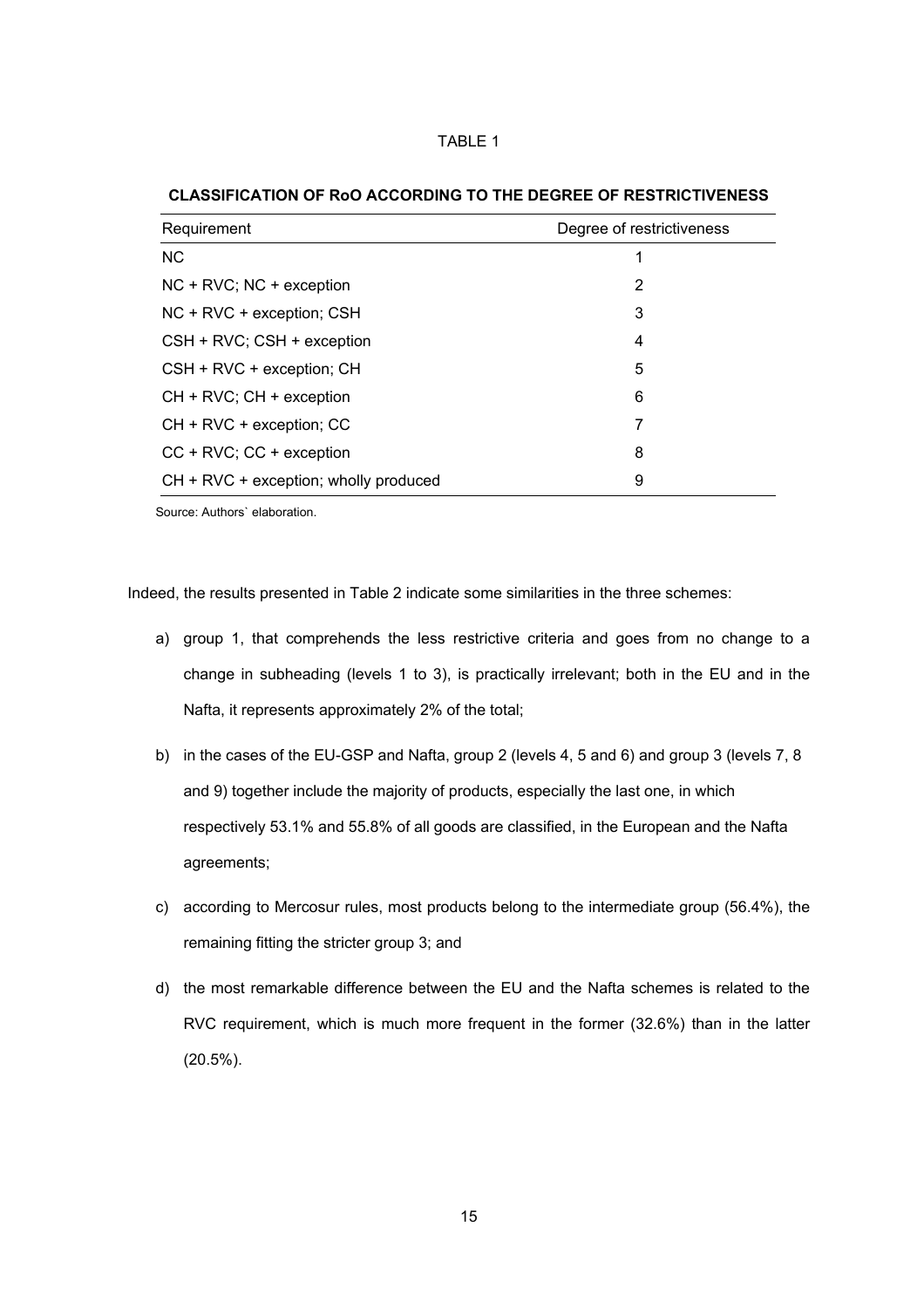TABLE 1

**CLASSIFICATION OF RoO ACCORDING TO THE DEGREE OF RESTRICTIVENESS**

| Requirement | Degree of restrictiveness |
|---|---|
| NC | 1 |
| NC + RVC; NC + exception | 2 |
| NC + RVC + exception; CSH | 3 |
| CSH + RVC; CSH + exception | 4 |
| CSH + RVC + exception; CH | 5 |
| CH + RVC; CH + exception | 6 |
| CH + RVC + exception; CC | 7 |
| CC + RVC; CC + exception | 8 |
| CH + RVC + exception; wholly produced | 9 |

Source: Authors` elaboration.

Indeed, the results presented in Table 2 indicate some similarities in the three schemes:

a) group 1, that comprehends the less restrictive criteria and goes from no change to a change in subheading (levels 1 to 3), is practically irrelevant; both in the EU and in the Nafta, it represents approximately 2% of the total;

b) in the cases of the EU-GSP and Nafta, group 2 (levels 4, 5 and 6) and group 3 (levels 7, 8 and 9) together include the majority of products, especially the last one, in which respectively 53.1% and 55.8% of all goods are classified, in the European and the Nafta agreements;

c) according to Mercosur rules, most products belong to the intermediate group (56.4%), the remaining fitting the stricter group 3; and

d) the most remarkable difference between the EU and the Nafta schemes is related to the RVC requirement, which is much more frequent in the former (32.6%) than in the latter (20.5%).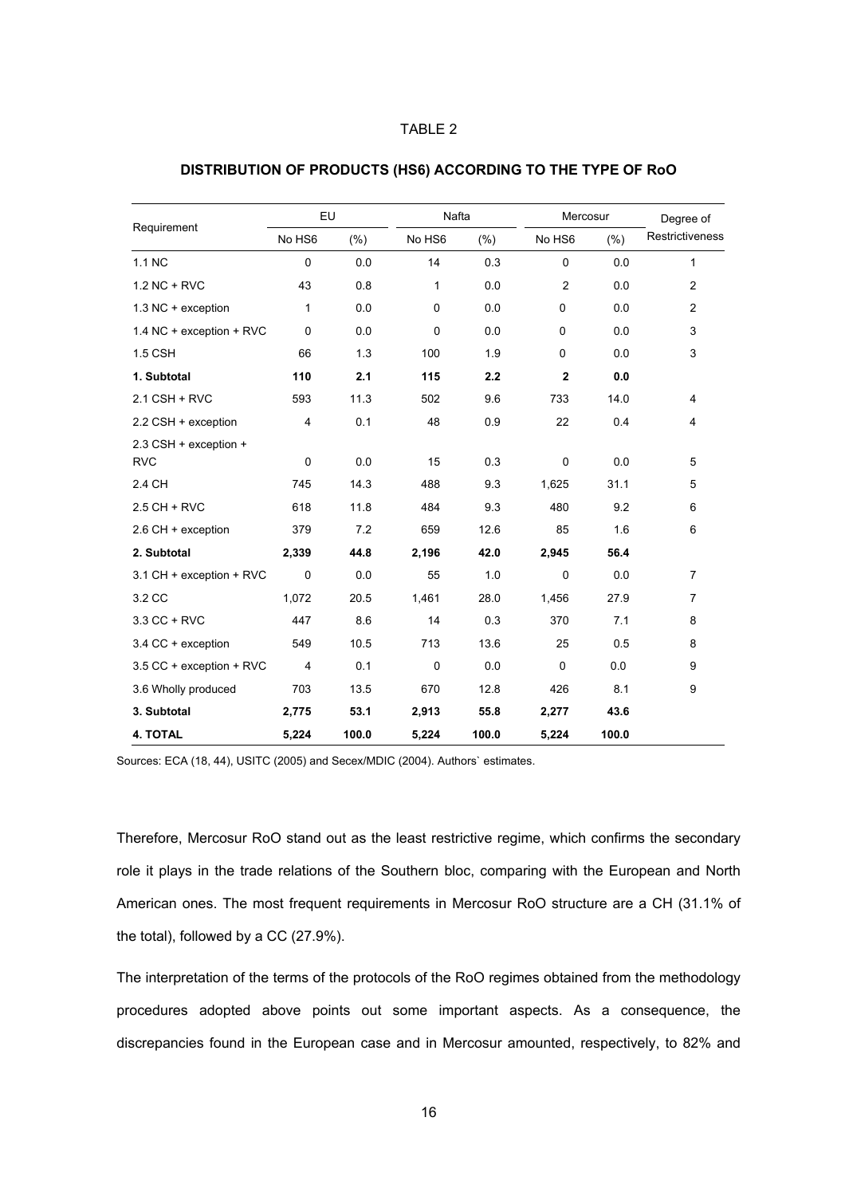TABLE 2

**DISTRIBUTION OF PRODUCTS (HS6) ACCORDING TO THE TYPE OF RoO**

| Requirement | EU | | Nafta | | Mercosur | | Degree of Restrictiveness |
|---|---|---|---|---|---|---|---|
| | No HS6 | (%) | No HS6 | (%) | No HS6 | (%) | |
| 1.1 NC | 0 | 0.0 | 14 | 0.3 | 0 | 0.0 | 1 |
| 1.2 NC + RVC | 43 | 0.8 | 1 | 0.0 | 2 | 0.0 | 2 |
| 1.3 NC + exception | 1 | 0.0 | 0 | 0.0 | 0 | 0.0 | 2 |
| 1.4 NC + exception + RVC | 0 | 0.0 | 0 | 0.0 | 0 | 0.0 | 3 |
| 1.5 CSH | 66 | 1.3 | 100 | 1.9 | 0 | 0.0 | 3 |
| **1. Subtotal** | **110** | **2.1** | **115** | **2.2** | **2** | **0.0** | |
| 2.1 CSH + RVC | 593 | 11.3 | 502 | 9.6 | 733 | 14.0 | 4 |
| 2.2 CSH + exception | 4 | 0.1 | 48 | 0.9 | 22 | 0.4 | 4 |
| 2.3 CSH + exception + RVC | 0 | 0.0 | 15 | 0.3 | 0 | 0.0 | 5 |
| 2.4 CH | 745 | 14.3 | 488 | 9.3 | 1,625 | 31.1 | 5 |
| 2.5 CH + RVC | 618 | 11.8 | 484 | 9.3 | 480 | 9.2 | 6 |
| 2.6 CH + exception | 379 | 7.2 | 659 | 12.6 | 85 | 1.6 | 6 |
| **2. Subtotal** | **2,339** | **44.8** | **2,196** | **42.0** | **2,945** | **56.4** | |
| 3.1 CH + exception + RVC | 0 | 0.0 | 55 | 1.0 | 0 | 0.0 | 7 |
| 3.2 CC | 1,072 | 20.5 | 1,461 | 28.0 | 1,456 | 27.9 | 7 |
| 3.3 CC + RVC | 447 | 8.6 | 14 | 0.3 | 370 | 7.1 | 8 |
| 3.4 CC + exception | 549 | 10.5 | 713 | 13.6 | 25 | 0.5 | 8 |
| 3.5 CC + exception + RVC | 4 | 0.1 | 0 | 0.0 | 0 | 0.0 | 9 |
| 3.6 Wholly produced | 703 | 13.5 | 670 | 12.8 | 426 | 8.1 | 9 |
| **3. Subtotal** | **2,775** | **53.1** | **2,913** | **55.8** | **2,277** | **43.6** | |
| **4. TOTAL** | **5,224** | **100.0** | **5,224** | **100.0** | **5,224** | **100.0** | |

Sources: ECA (18, 44), USITC (2005) and Secex/MDIC (2004). Authors` estimates.

Therefore, Mercosur RoO stand out as the least restrictive regime, which confirms the secondary role it plays in the trade relations of the Southern bloc, comparing with the European and North American ones. The most frequent requirements in Mercosur RoO structure are a CH (31.1% of the total), followed by a CC (27.9%).

The interpretation of the terms of the protocols of the RoO regimes obtained from the methodology procedures adopted above points out some important aspects. As a consequence, the discrepancies found in the European case and in Mercosur amounted, respectively, to 82% and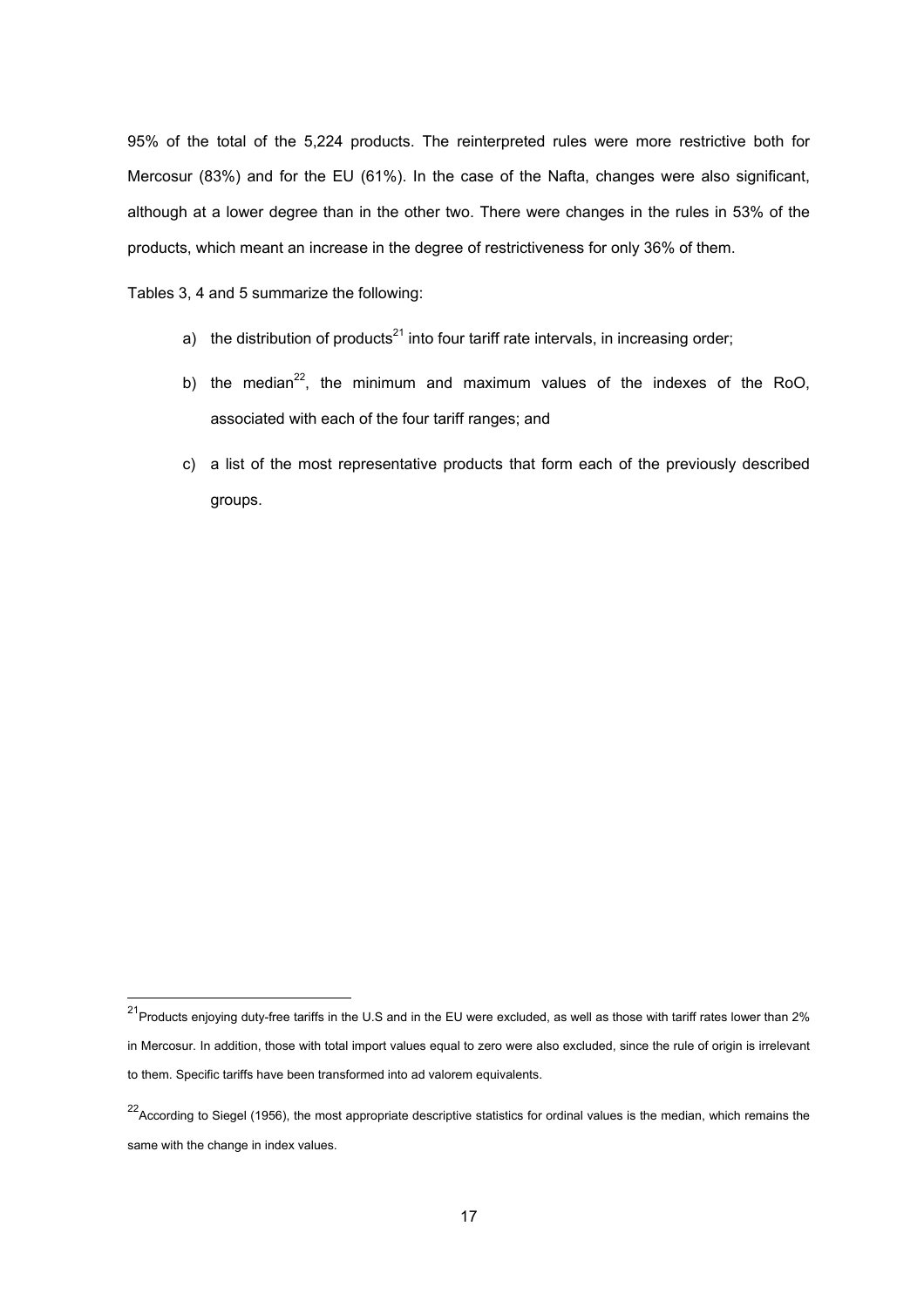95% of the total of the 5,224 products. The reinterpreted rules were more restrictive both for Mercosur (83%) and for the EU (61%). In the case of the Nafta, changes were also significant, although at a lower degree than in the other two. There were changes in the rules in 53% of the products, which meant an increase in the degree of restrictiveness for only 36% of them.

Tables 3, 4 and 5 summarize the following:

a) the distribution of products[21] into four tariff rate intervals, in increasing order;

b) the median[22], the minimum and maximum values of the indexes of the RoO, associated with each of the four tariff ranges; and

c) a list of the most representative products that form each of the previously described groups.

---

[21] Products enjoying duty-free tariffs in the U.S and in the EU were excluded, as well as those with tariff rates lower than 2% in Mercosur. In addition, those with total import values equal to zero were also excluded, since the rule of origin is irrelevant to them. Specific tariffs have been transformed into ad valorem equivalents.

[22] According to Siegel (1956), the most appropriate descriptive statistics for ordinal values is the median, which remains the same with the change in index values.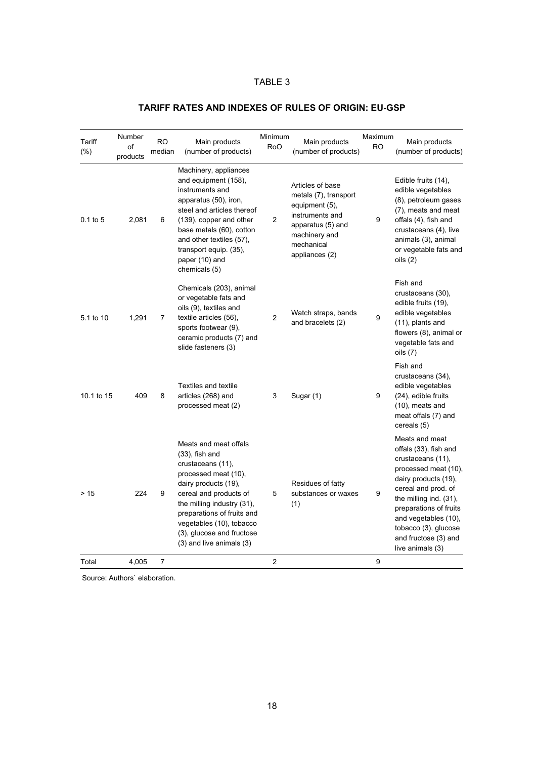TABLE 3

## TARIFF RATES AND INDEXES OF RULES OF ORIGIN: EU-GSP

| Tariff (%) | Number of products | RO median | Main products (number of products) | Minimum RoO | Main products (number of products) | Maximum RO | Main products (number of products) |
|---|---|---|---|---|---|---|---|
| 0.1 to 5 | 2,081 | 6 | Machinery, appliances and equipment (158), instruments and apparatus (50), iron, steel and articles thereof (139), copper and other base metals (60), cotton and other textiles (57), transport equip. (35), paper (10) and chemicals (5) | 2 | Articles of base metals (7), transport equipment (5), instruments and apparatus (5) and machinery and mechanical appliances (2) | 9 | Edible fruits (14), edible vegetables (8), petroleum gases (7), meats and meat offals (4), fish and crustaceans (4), live animals (3), animal or vegetable fats and oils (2) |
| 5.1 to 10 | 1,291 | 7 | Chemicals (203), animal or vegetable fats and oils (9), textiles and textile articles (56), sports footwear (9), ceramic products (7) and slide fasteners (3) | 2 | Watch straps, bands and bracelets (2) | 9 | Fish and crustaceans (30), edible fruits (19), edible vegetables (11), plants and flowers (8), animal or vegetable fats and oils (7) |
| 10.1 to 15 | 409 | 8 | Textiles and textile articles (268) and processed meat (2) | 3 | Sugar (1) | 9 | Fish and crustaceans (34), edible vegetables (24), edible fruits (10), meats and meat offals (7) and cereals (5) |
| > 15 | 224 | 9 | Meats and meat offals (33), fish and crustaceans (11), processed meat (10), dairy products (19), cereal and products of the milling industry (31), preparations of fruits and vegetables (10), tobacco (3), glucose and fructose (3) and live animals (3) | 5 | Residues of fatty substances or waxes (1) | 9 | Meats and meat offals (33), fish and crustaceans (11), processed meat (10), dairy products (19), cereal and prod. of the milling ind. (31), preparations of fruits and vegetables (10), tobacco (3), glucose and fructose (3) and live animals (3) |
| Total | 4,005 | 7 | | 2 | | 9 | |

Source: Authors` elaboration.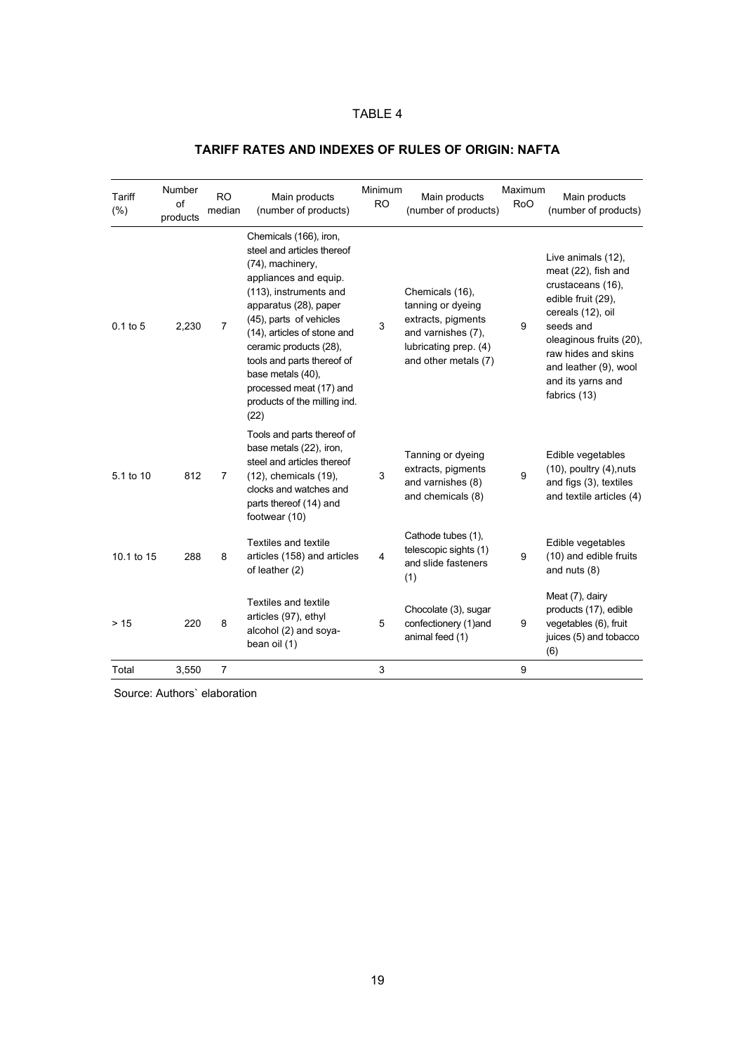TABLE 4

## TARIFF RATES AND INDEXES OF RULES OF ORIGIN: NAFTA

| Tariff (%) | Number of products | RO median | Main products (number of products) | Minimum RO | Main products (number of products) | Maximum RoO | Main products (number of products) |
|---|---|---|---|---|---|---|---|
| 0.1 to 5 | 2,230 | 7 | Chemicals (166), iron, steel and articles thereof (74), machinery, appliances and equip. (113), instruments and apparatus (28), paper (45), parts of vehicles (14), articles of stone and ceramic products (28), tools and parts thereof of base metals (40), processed meat (17) and products of the milling ind. (22) | 3 | Chemicals (16), tanning or dyeing extracts, pigments and varnishes (7), lubricating prep. (4) and other metals (7) | 9 | Live animals (12), meat (22), fish and crustaceans (16), edible fruit (29), cereals (12), oil seeds and oleaginous fruits (20), raw hides and skins and leather (9), wool and its yarns and fabrics (13) |
| 5.1 to 10 | 812 | 7 | Tools and parts thereof of base metals (22), iron, steel and articles thereof (12), chemicals (19), clocks and watches and parts thereof (14) and footwear (10) | 3 | Tanning or dyeing extracts, pigments and varnishes (8) and chemicals (8) | 9 | Edible vegetables (10), poultry (4),nuts and figs (3), textiles and textile articles (4) |
| 10.1 to 15 | 288 | 8 | Textiles and textile articles (158) and articles of leather (2) | 4 | Cathode tubes (1), telescopic sights (1) and slide fasteners (1) | 9 | Edible vegetables (10) and edible fruits and nuts (8) |
| > 15 | 220 | 8 | Textiles and textile articles (97), ethyl alcohol (2) and soya-bean oil (1) | 5 | Chocolate (3), sugar confectionery (1)and animal feed (1) | 9 | Meat (7), dairy products (17), edible vegetables (6), fruit juices (5) and tobacco (6) |
| Total | 3,550 | 7 | | 3 | | 9 | |

Source: Authors` elaboration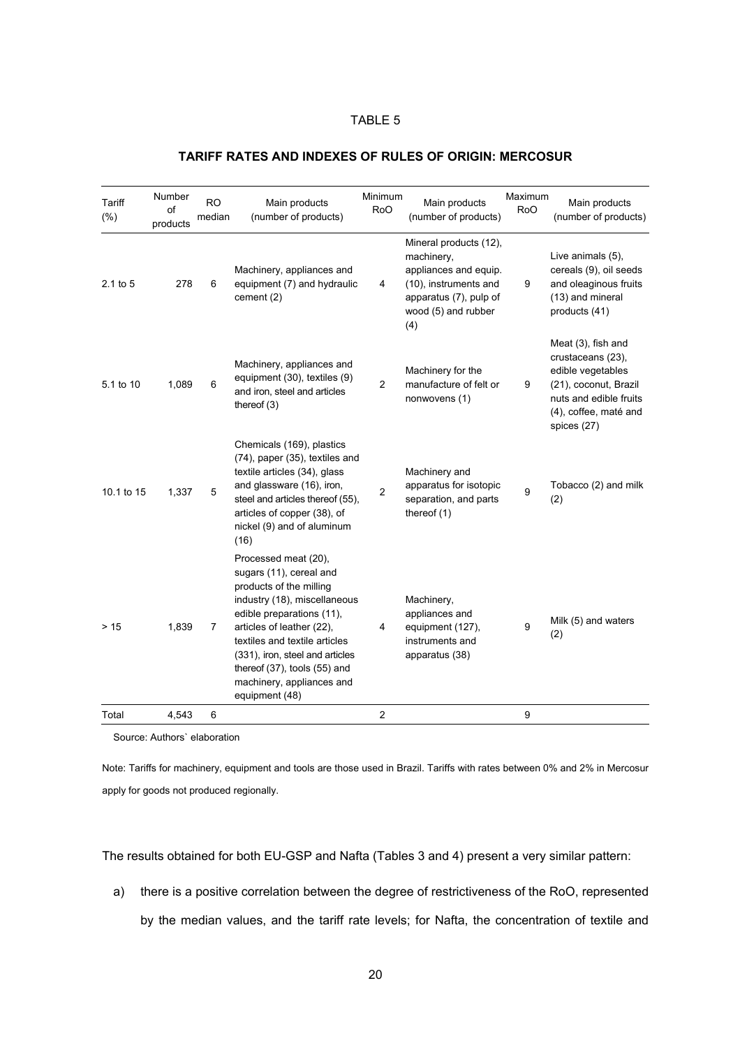TABLE 5

**TARIFF RATES AND INDEXES OF RULES OF ORIGIN: MERCOSUR**

| Tariff (%) | Number of products | RO median | Main products (number of products) | Minimum RoO | Main products (number of products) | Maximum RoO | Main products (number of products) |
|---|---|---|---|---|---|---|---|
| 2.1 to 5 | 278 | 6 | Machinery, appliances and equipment (7) and hydraulic cement (2) | 4 | Mineral products (12), machinery, appliances and equip. (10), instruments and apparatus (7), pulp of wood (5) and rubber (4) | 9 | Live animals (5), cereals (9), oil seeds and oleaginous fruits (13) and mineral products (41) |
| 5.1 to 10 | 1,089 | 6 | Machinery, appliances and equipment (30), textiles (9) and iron, steel and articles thereof (3) | 2 | Machinery for the manufacture of felt or nonwovens (1) | 9 | Meat (3), fish and crustaceans (23), edible vegetables (21), coconut, Brazil nuts and edible fruits (4), coffee, maté and spices (27) |
| 10.1 to 15 | 1,337 | 5 | Chemicals (169), plastics (74), paper (35), textiles and textile articles (34), glass and glassware (16), iron, steel and articles thereof (55), articles of copper (38), of nickel (9) and of aluminum (16) | 2 | Machinery and apparatus for isotopic separation, and parts thereof (1) | 9 | Tobacco (2) and milk (2) |
| > 15 | 1,839 | 7 | Processed meat (20), sugars (11), cereal and products of the milling industry (18), miscellaneous edible preparations (11), articles of leather (22), textiles and textile articles (331), iron, steel and articles thereof (37), tools (55) and machinery, appliances and equipment (48) | 4 | Machinery, appliances and equipment (127), instruments and apparatus (38) | 9 | Milk (5) and waters (2) |
| Total | 4,543 | 6 | | 2 | | 9 | |

Source: Authors` elaboration

Note: Tariffs for machinery, equipment and tools are those used in Brazil. Tariffs with rates between 0% and 2% in Mercosur apply for goods not produced regionally.

The results obtained for both EU-GSP and Nafta (Tables 3 and 4) present a very similar pattern:

a) there is a positive correlation between the degree of restrictiveness of the RoO, represented by the median values, and the tariff rate levels; for Nafta, the concentration of textile and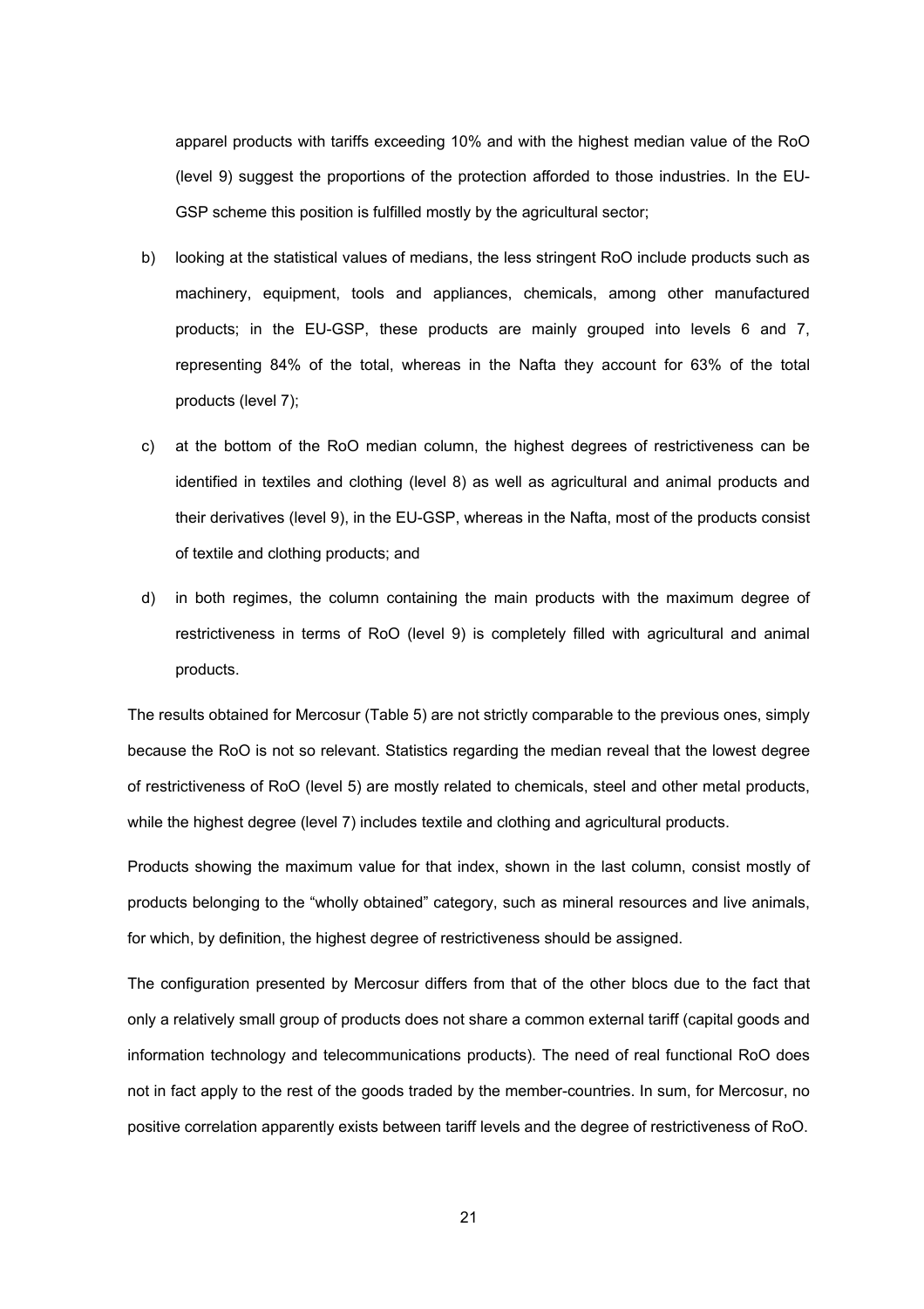apparel products with tariffs exceeding 10% and with the highest median value of the RoO (level 9) suggest the proportions of the protection afforded to those industries. In the EU-GSP scheme this position is fulfilled mostly by the agricultural sector;

b) looking at the statistical values of medians, the less stringent RoO include products such as machinery, equipment, tools and appliances, chemicals, among other manufactured products; in the EU-GSP, these products are mainly grouped into levels 6 and 7, representing 84% of the total, whereas in the Nafta they account for 63% of the total products (level 7);

c) at the bottom of the RoO median column, the highest degrees of restrictiveness can be identified in textiles and clothing (level 8) as well as agricultural and animal products and their derivatives (level 9), in the EU-GSP, whereas in the Nafta, most of the products consist of textile and clothing products; and

d) in both regimes, the column containing the main products with the maximum degree of restrictiveness in terms of RoO (level 9) is completely filled with agricultural and animal products.

The results obtained for Mercosur (Table 5) are not strictly comparable to the previous ones, simply because the RoO is not so relevant. Statistics regarding the median reveal that the lowest degree of restrictiveness of RoO (level 5) are mostly related to chemicals, steel and other metal products, while the highest degree (level 7) includes textile and clothing and agricultural products.

Products showing the maximum value for that index, shown in the last column, consist mostly of products belonging to the "wholly obtained" category, such as mineral resources and live animals, for which, by definition, the highest degree of restrictiveness should be assigned.

The configuration presented by Mercosur differs from that of the other blocs due to the fact that only a relatively small group of products does not share a common external tariff (capital goods and information technology and telecommunications products). The need of real functional RoO does not in fact apply to the rest of the goods traded by the member-countries. In sum, for Mercosur, no positive correlation apparently exists between tariff levels and the degree of restrictiveness of RoO.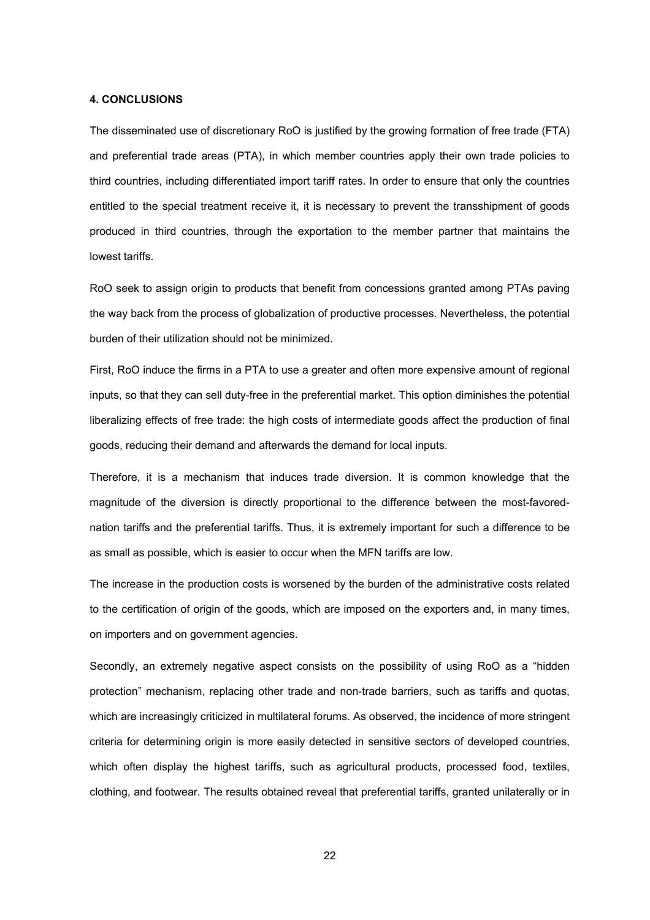## 4. CONCLUSIONS

The disseminated use of discretionary RoO is justified by the growing formation of free trade (FTA) and preferential trade areas (PTA), in which member countries apply their own trade policies to third countries, including differentiated import tariff rates. In order to ensure that only the countries entitled to the special treatment receive it, it is necessary to prevent the transshipment of goods produced in third countries, through the exportation to the member partner that maintains the lowest tariffs.

RoO seek to assign origin to products that benefit from concessions granted among PTAs paving the way back from the process of globalization of productive processes. Nevertheless, the potential burden of their utilization should not be minimized.

First, RoO induce the firms in a PTA to use a greater and often more expensive amount of regional inputs, so that they can sell duty-free in the preferential market. This option diminishes the potential liberalizing effects of free trade: the high costs of intermediate goods affect the production of final goods, reducing their demand and afterwards the demand for local inputs.

Therefore, it is a mechanism that induces trade diversion. It is common knowledge that the magnitude of the diversion is directly proportional to the difference between the most-favored-nation tariffs and the preferential tariffs. Thus, it is extremely important for such a difference to be as small as possible, which is easier to occur when the MFN tariffs are low.

The increase in the production costs is worsened by the burden of the administrative costs related to the certification of origin of the goods, which are imposed on the exporters and, in many times, on importers and on government agencies.

Secondly, an extremely negative aspect consists on the possibility of using RoO as a "hidden protection" mechanism, replacing other trade and non-trade barriers, such as tariffs and quotas, which are increasingly criticized in multilateral forums. As observed, the incidence of more stringent criteria for determining origin is more easily detected in sensitive sectors of developed countries, which often display the highest tariffs, such as agricultural products, processed food, textiles, clothing, and footwear. The results obtained reveal that preferential tariffs, granted unilaterally or in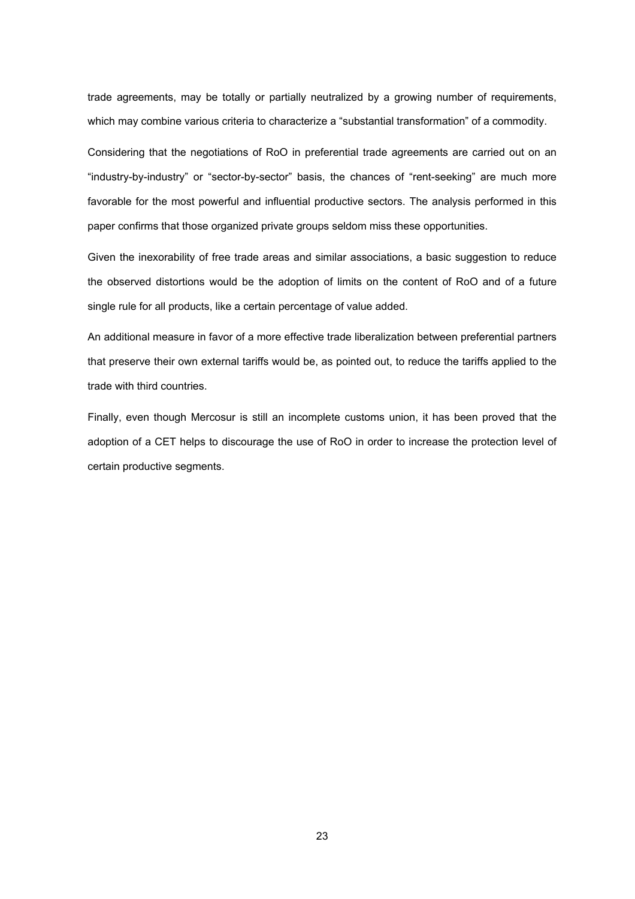trade agreements, may be totally or partially neutralized by a growing number of requirements, which may combine various criteria to characterize a "substantial transformation" of a commodity.

Considering that the negotiations of RoO in preferential trade agreements are carried out on an "industry-by-industry" or "sector-by-sector" basis, the chances of "rent-seeking" are much more favorable for the most powerful and influential productive sectors. The analysis performed in this paper confirms that those organized private groups seldom miss these opportunities.

Given the inexorability of free trade areas and similar associations, a basic suggestion to reduce the observed distortions would be the adoption of limits on the content of RoO and of a future single rule for all products, like a certain percentage of value added.

An additional measure in favor of a more effective trade liberalization between preferential partners that preserve their own external tariffs would be, as pointed out, to reduce the tariffs applied to the trade with third countries.

Finally, even though Mercosur is still an incomplete customs union, it has been proved that the adoption of a CET helps to discourage the use of RoO in order to increase the protection level of certain productive segments.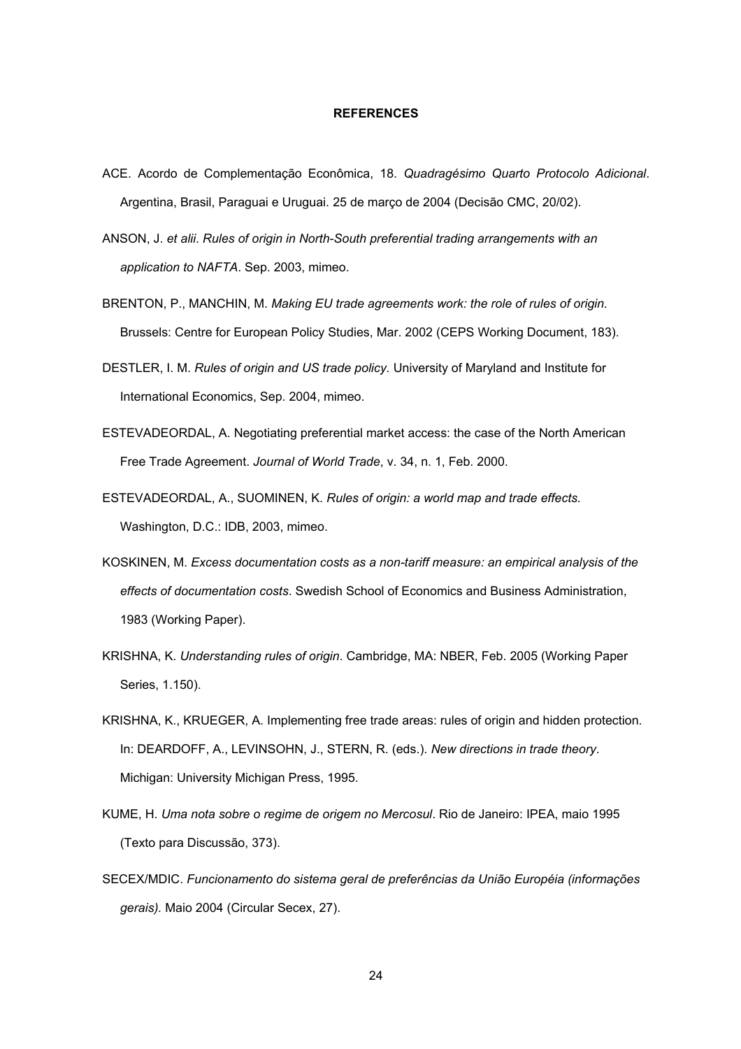## REFERENCES

ACE. Acordo de Complementação Econômica, 18. *Quadragésimo Quarto Protocolo Adicional*. Argentina, Brasil, Paraguai e Uruguai. 25 de março de 2004 (Decisão CMC, 20/02).

ANSON, J. *et alii*. *Rules of origin in North-South preferential trading arrangements with an application to NAFTA*. Sep. 2003, mimeo.

BRENTON, P., MANCHIN, M. *Making EU trade agreements work: the role of rules of origin.* Brussels: Centre for European Policy Studies, Mar. 2002 (CEPS Working Document, 183).

DESTLER, I. M. *Rules of origin and US trade policy.* University of Maryland and Institute for International Economics, Sep. 2004, mimeo.

ESTEVADEORDAL, A. Negotiating preferential market access: the case of the North American Free Trade Agreement. *Journal of World Trade*, v. 34, n. 1, Feb. 2000.

ESTEVADEORDAL, A., SUOMINEN, K. *Rules of origin: a world map and trade effects.* Washington, D.C.: IDB, 2003, mimeo.

KOSKINEN, M. *Excess documentation costs as a non-tariff measure: an empirical analysis of the effects of documentation costs*. Swedish School of Economics and Business Administration, 1983 (Working Paper).

KRISHNA, K. *Understanding rules of origin*. Cambridge, MA: NBER, Feb. 2005 (Working Paper Series, 1.150).

KRISHNA, K., KRUEGER, A. Implementing free trade areas: rules of origin and hidden protection. In: DEARDOFF, A., LEVINSOHN, J., STERN, R. (eds.). *New directions in trade theory*. Michigan: University Michigan Press, 1995.

KUME, H. *Uma nota sobre o regime de origem no Mercosul*. Rio de Janeiro: IPEA, maio 1995 (Texto para Discussão, 373).

SECEX/MDIC. *Funcionamento do sistema geral de preferências da União Européia (informações gerais).* Maio 2004 (Circular Secex, 27).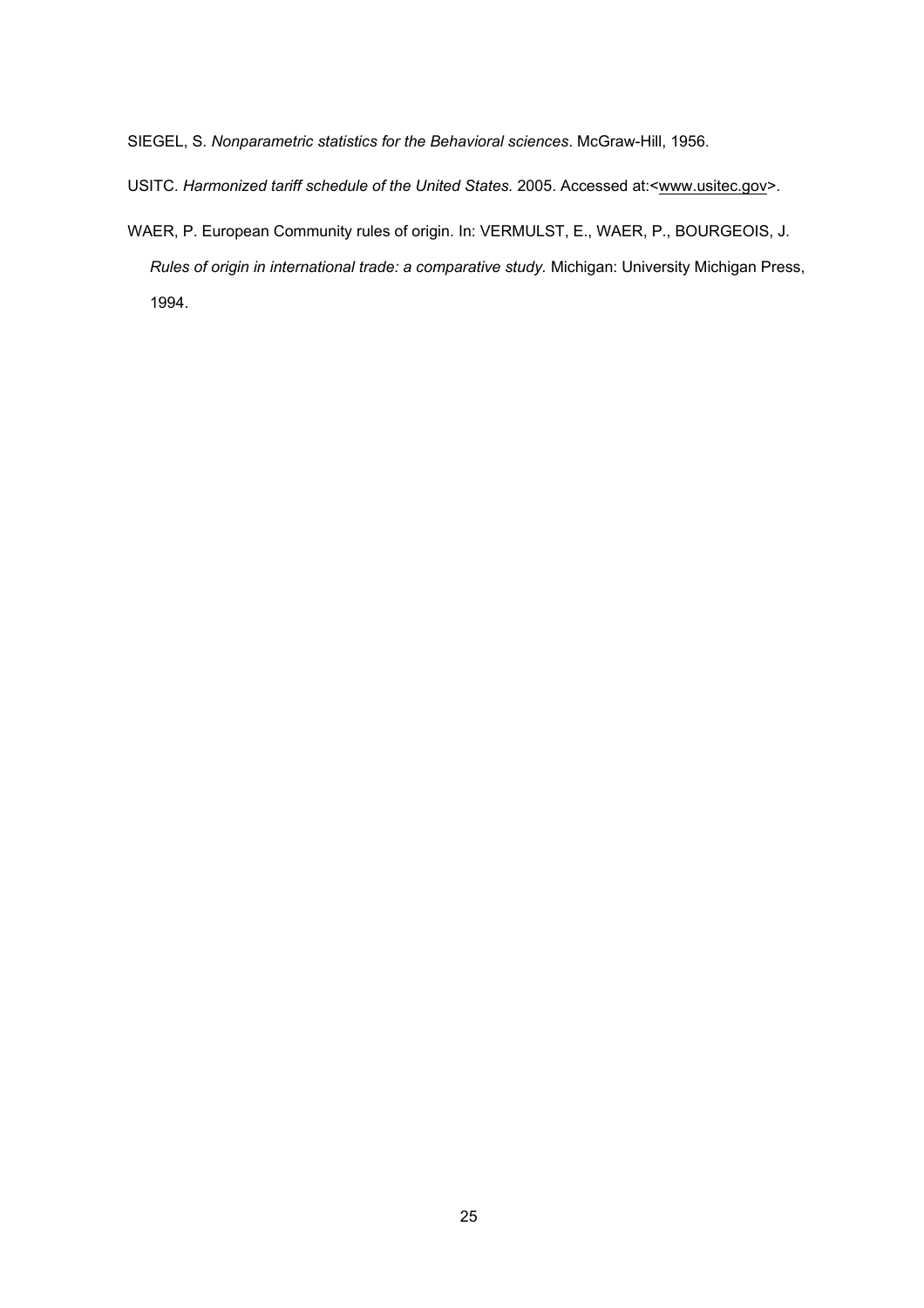SIEGEL, S. *Nonparametric statistics for the Behavioral sciences*. McGraw-Hill, 1956.

USITC. *Harmonized tariff schedule of the United States.* 2005. Accessed at:<www.usitec.gov>.

WAER, P. European Community rules of origin. In: VERMULST, E., WAER, P., BOURGEOIS, J. *Rules of origin in international trade: a comparative study.* Michigan: University Michigan Press, 1994.